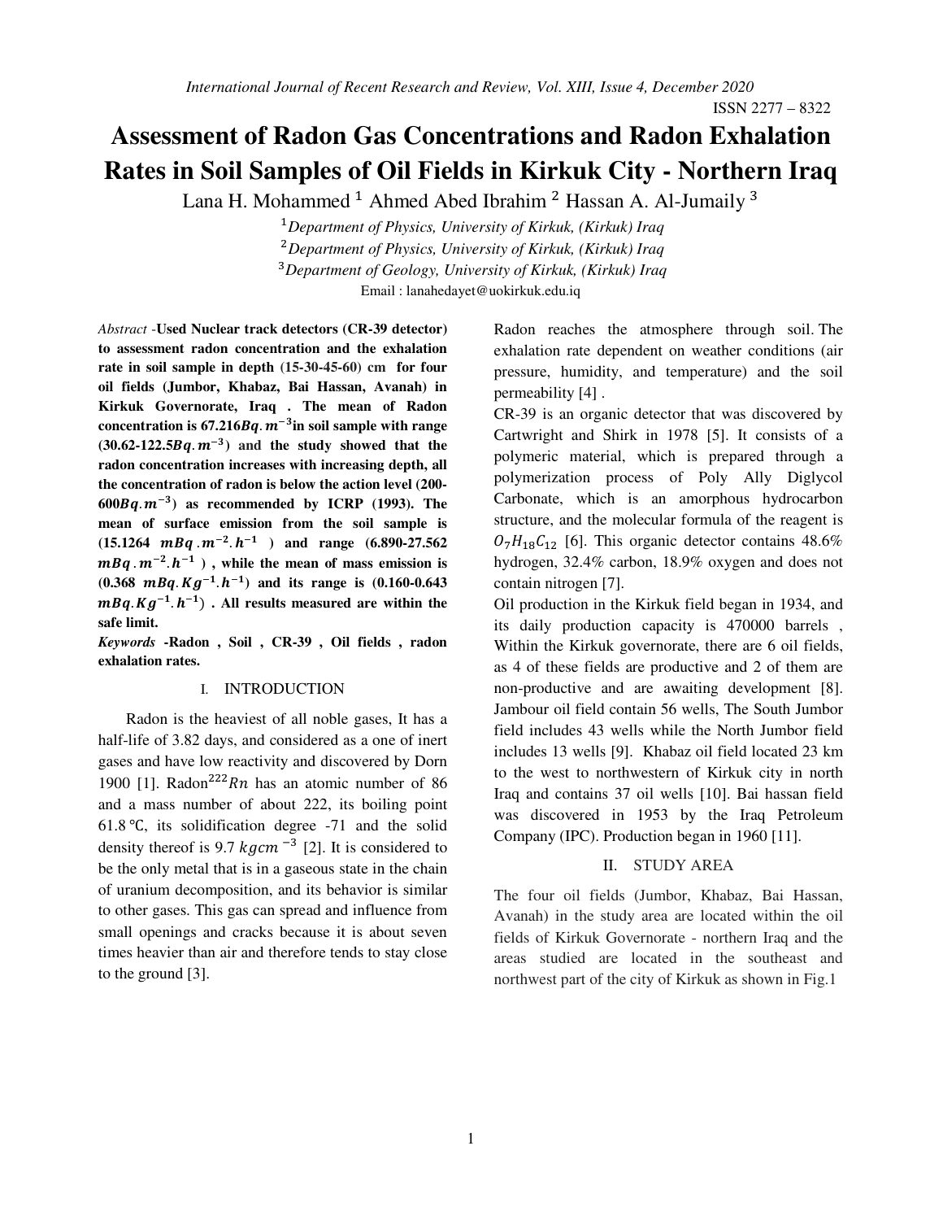# Assessment of Radon Gas Concentrations and Radon Exhalation Rates in Soil Samples of Oil Fields in Kirkuk City - Northern Iraq

Lana H. Mohammed [1] Ahmed Abed Ibrahim [2] Hassan A. Al-Jumaily [3]

[1] *Department of Physics, University of Kirkuk, (Kirkuk) Iraq*
[2] *Department of Physics, University of Kirkuk, (Kirkuk) Iraq*
[3] *Department of Geology, University of Kirkuk, (Kirkuk) Iraq*

Email : lanahedayet@uokirkuk.edu.iq

*Abstract* -**Used Nuclear track detectors (CR-39 detector) to assessment radon concentration and the exhalation rate in soil sample in depth (15-30-45-60) cm for four oil fields (Jumbor, Khabaz, Bai Hassan, Avanah) in Kirkuk Governorate, Iraq . The mean of Radon concentration is 67.216$Bq.m^{-3}$in soil sample with range (30.62-122.5$Bq.m^{-3}$) and the study showed that the radon concentration increases with increasing depth, all the concentration of radon is below the action level (200-600$Bq.m^{-3}$) as recommended by ICRP (1993). The mean of surface emission from the soil sample is (15.1264 $mBq.m^{-2}.h^{-1}$ ) and range (6.890-27.562 $mBq.m^{-2}.h^{-1}$ ) , while the mean of mass emission is (0.368 $mBq.Kg^{-1}.h^{-1}$) and its range is (0.160-0.643 $mBq.Kg^{-1}.h^{-1}$) . All results measured are within the safe limit.**

*Keywords* **-Radon , Soil , CR-39 , Oil fields , radon exhalation rates.**

## I. INTRODUCTION

Radon is the heaviest of all noble gases, It has a half-life of 3.82 days, and considered as a one of inert gases and have low reactivity and discovered by Dorn 1900 [1]. Radon$^{222}Rn$ has an atomic number of 86 and a mass number of about 222, its boiling point 61.8 ℃, its solidification degree -71 and the solid density thereof is 9.7 $kgcm^{-3}$ [2]. It is considered to be the only metal that is in a gaseous state in the chain of uranium decomposition, and its behavior is similar to other gases. This gas can spread and influence from small openings and cracks because it is about seven times heavier than air and therefore tends to stay close to the ground [3].

Radon reaches the atmosphere through soil. The exhalation rate dependent on weather conditions (air pressure, humidity, and temperature) and the soil permeability [4] .

CR-39 is an organic detector that was discovered by Cartwright and Shirk in 1978 [5]. It consists of a polymeric material, which is prepared through a polymerization process of Poly Ally Diglycol Carbonate, which is an amorphous hydrocarbon structure, and the molecular formula of the reagent is $O_7H_{18}C_{12}$ [6]. This organic detector contains 48.6% hydrogen, 32.4% carbon, 18.9% oxygen and does not contain nitrogen [7].

Oil production in the Kirkuk field began in 1934, and its daily production capacity is 470000 barrels , Within the Kirkuk governorate, there are 6 oil fields, as 4 of these fields are productive and 2 of them are non-productive and are awaiting development [8]. Jambour oil field contain 56 wells, The South Jumbor field includes 43 wells while the North Jumbor field includes 13 wells [9]. Khabaz oil field located 23 km to the west to northwestern of Kirkuk city in north Iraq and contains 37 oil wells [10]. Bai hassan field was discovered in 1953 by the Iraq Petroleum Company (IPC). Production began in 1960 [11].

## II. STUDY AREA

The four oil fields (Jumbor, Khabaz, Bai Hassan, Avanah) in the study area are located within the oil fields of Kirkuk Governorate - northern Iraq and the areas studied are located in the southeast and northwest part of the city of Kirkuk as shown in Fig.1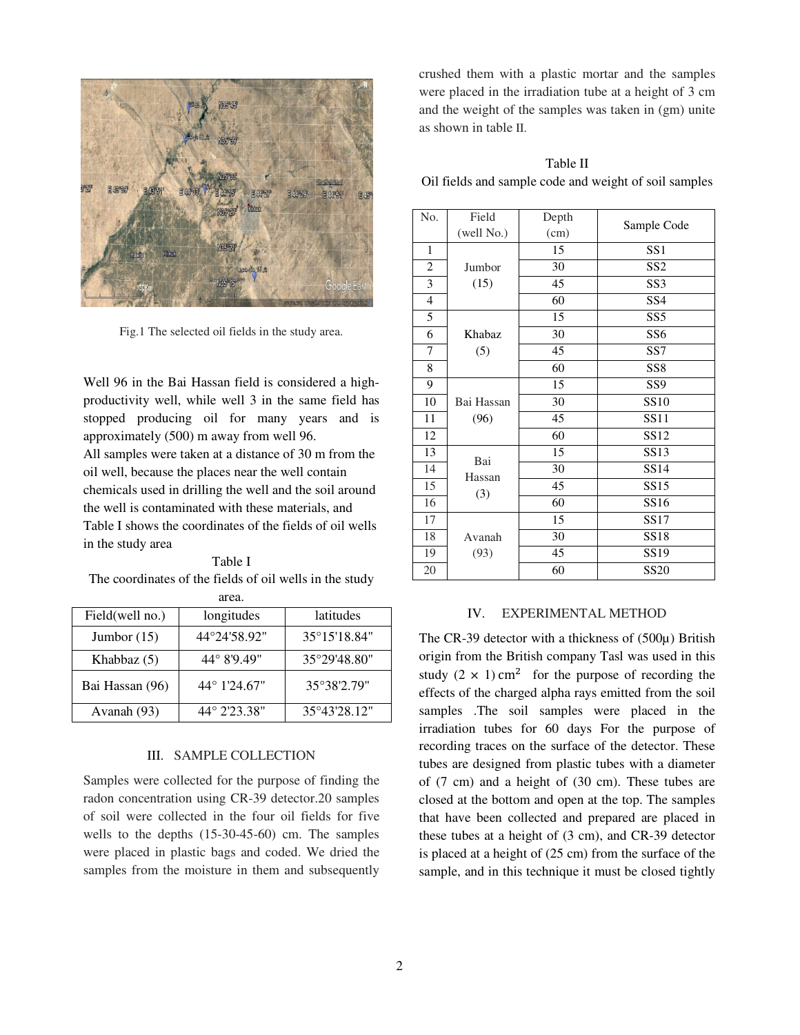Fig.1 The selected oil fields in the study area.

Well 96 in the Bai Hassan field is considered a high-productivity well, while well 3 in the same field has stopped producing oil for many years and is approximately (500) m away from well 96.

All samples were taken at a distance of 30 m from the oil well, because the places near the well contain chemicals used in drilling the well and the soil around the well is contaminated with these materials, and Table I shows the coordinates of the fields of oil wells in the study area

Table I
The coordinates of the fields of oil wells in the study area.

| Field(well no.) | longitudes | latitudes |
|---|---|---|
| Jumbor (15) | 44°24'58.92" | 35°15'18.84" |
| Khabbaz (5) | 44° 8'9.49" | 35°29'48.80" |
| Bai Hassan (96) | 44° 1'24.67" | 35°38'2.79" |
| Avanah (93) | 44° 2'23.38" | 35°43'28.12" |

## III. SAMPLE COLLECTION

Samples were collected for the purpose of finding the radon concentration using CR-39 detector.20 samples of soil were collected in the four oil fields for five wells to the depths (15-30-45-60) cm. The samples were placed in plastic bags and coded. We dried the samples from the moisture in them and subsequently crushed them with a plastic mortar and the samples were placed in the irradiation tube at a height of 3 cm and the weight of the samples was taken in (gm) unite as shown in table II.

Table II
Oil fields and sample code and weight of soil samples

| No. | Field (well No.) | Depth (cm) | Sample Code |
|---|---|---|---|
| 1 | Jumbor (15) | 15 | SS1 |
| 2 | | 30 | SS2 |
| 3 | | 45 | SS3 |
| 4 | | 60 | SS4 |
| 5 | Khabaz (5) | 15 | SS5 |
| 6 | | 30 | SS6 |
| 7 | | 45 | SS7 |
| 8 | | 60 | SS8 |
| 9 | Bai Hassan (96) | 15 | SS9 |
| 10 | | 30 | SS10 |
| 11 | | 45 | SS11 |
| 12 | | 60 | SS12 |
| 13 | Bai Hassan (3) | 15 | SS13 |
| 14 | | 30 | SS14 |
| 15 | | 45 | SS15 |
| 16 | | 60 | SS16 |
| 17 | Avanah (93) | 15 | SS17 |
| 18 | | 30 | SS18 |
| 19 | | 45 | SS19 |
| 20 | | 60 | SS20 |

## IV. EXPERIMENTAL METHOD

The CR-39 detector with a thickness of (500μ) British origin from the British company Tasl was used in this study $(2 \times 1)\,cm^2$ for the purpose of recording the effects of the charged alpha rays emitted from the soil samples .The soil samples were placed in the irradiation tubes for 60 days For the purpose of recording traces on the surface of the detector. These tubes are designed from plastic tubes with a diameter of (7 cm) and a height of (30 cm). These tubes are closed at the bottom and open at the top. The samples that have been collected and prepared are placed in these tubes at a height of (3 cm), and CR-39 detector is placed at a height of (25 cm) from the surface of the sample, and in this technique it must be closed tightly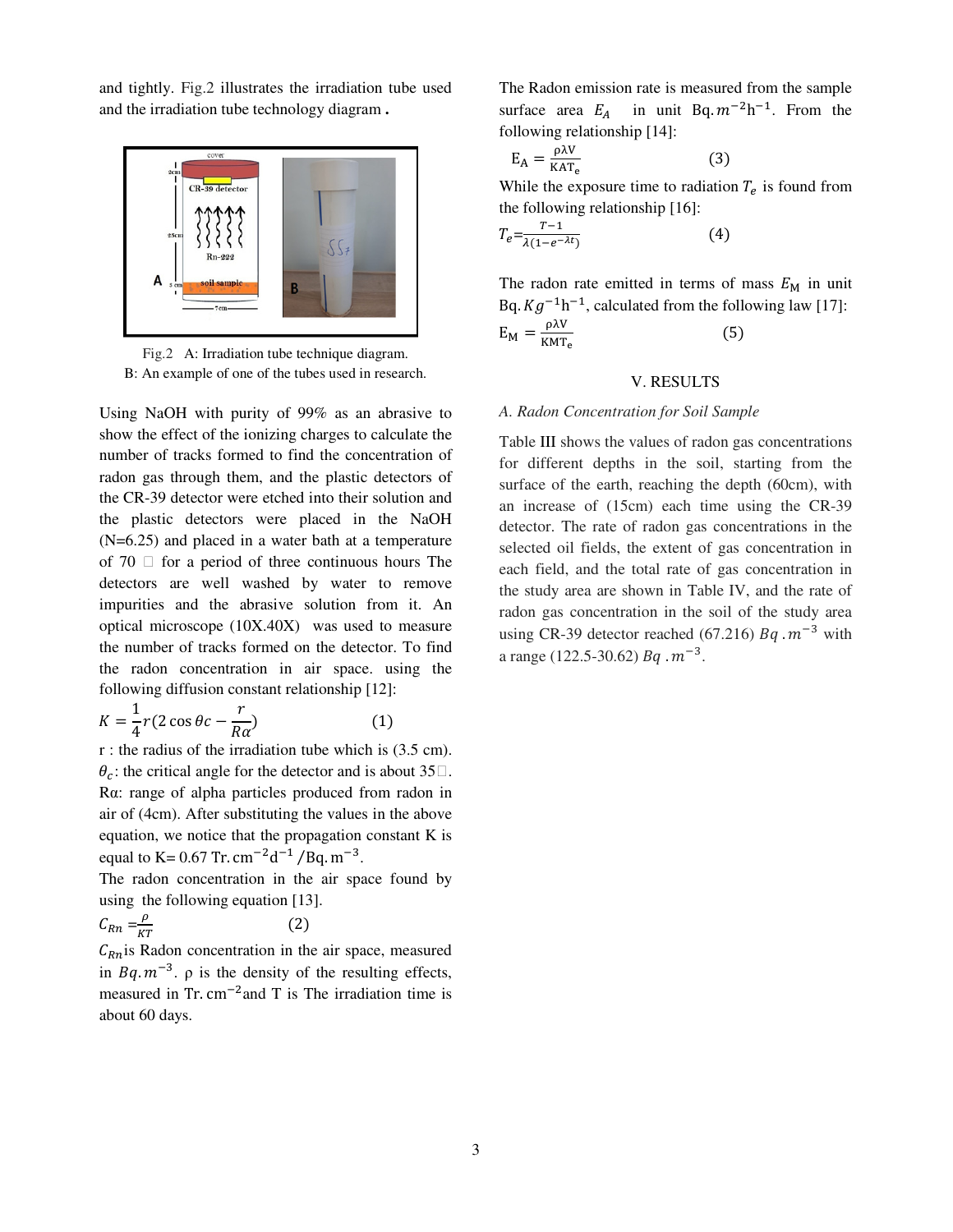and tightly. Fig.2 illustrates the irradiation tube used and the irradiation tube technology diagram **.**

Fig.2 A: Irradiation tube technique diagram.
B: An example of one of the tubes used in research.

Using NaOH with purity of 99% as an abrasive to show the effect of the ionizing charges to calculate the number of tracks formed to find the concentration of radon gas through them, and the plastic detectors of the CR-39 detector were etched into their solution and the plastic detectors were placed in the NaOH (N=6.25) and placed in a water bath at a temperature of 70 □ for a period of three continuous hours The detectors are well washed by water to remove impurities and the abrasive solution from it. An optical microscope (10X.40X) was used to measure the number of tracks formed on the detector. To find the radon concentration in air space. using the following diffusion constant relationship [12]:

$$K = \frac{1}{4} r(2\cos\theta c - \frac{r}{R\alpha}) \qquad (1)$$

r : the radius of the irradiation tube which is (3.5 cm). $\theta_c$: the critical angle for the detector and is about 35□. Rα: range of alpha particles produced from radon in air of (4cm). After substituting the values in the above equation, we notice that the propagation constant K is equal to K= 0.67 $\mathrm{Tr.cm^{-2}d^{-1}/Bq.m^{-3}}$.

The radon concentration in the air space found by using the following equation [13].

$$C_{Rn} = \frac{\rho}{KT} \qquad (2)$$

$C_{Rn}$ is Radon concentration in the air space, measured in $Bq.m^{-3}$. ρ is the density of the resulting effects, measured in $\mathrm{Tr.cm^{-2}}$ and T is The irradiation time is about 60 days.

The Radon emission rate is measured from the sample surface area $E_A$ in unit $\mathrm{Bq.m^{-2}h^{-1}}$. From the following relationship [14]:

$$E_A = \frac{\rho\lambda V}{KAT_e} \qquad (3)$$

While the exposure time to radiation $T_e$ is found from the following relationship [16]:

$$T_e = \frac{T-1}{\lambda(1-e^{-\lambda t})} \qquad (4)$$

The radon rate emitted in terms of mass $E_M$ in unit $\mathrm{Bq.}Kg^{-1}\mathrm{h}^{-1}$, calculated from the following law [17]:

$$E_M = \frac{\rho\lambda V}{KMT_e} \qquad (5)$$

## V. RESULTS

### *A. Radon Concentration for Soil Sample*

Table III shows the values of radon gas concentrations for different depths in the soil, starting from the surface of the earth, reaching the depth (60cm), with an increase of (15cm) each time using the CR-39 detector. The rate of radon gas concentrations in the selected oil fields, the extent of gas concentration in each field, and the total rate of gas concentration in the study area are shown in Table IV, and the rate of radon gas concentration in the soil of the study area using CR-39 detector reached (67.216) $Bq.m^{-3}$ with a range (122.5-30.62) $Bq.m^{-3}$.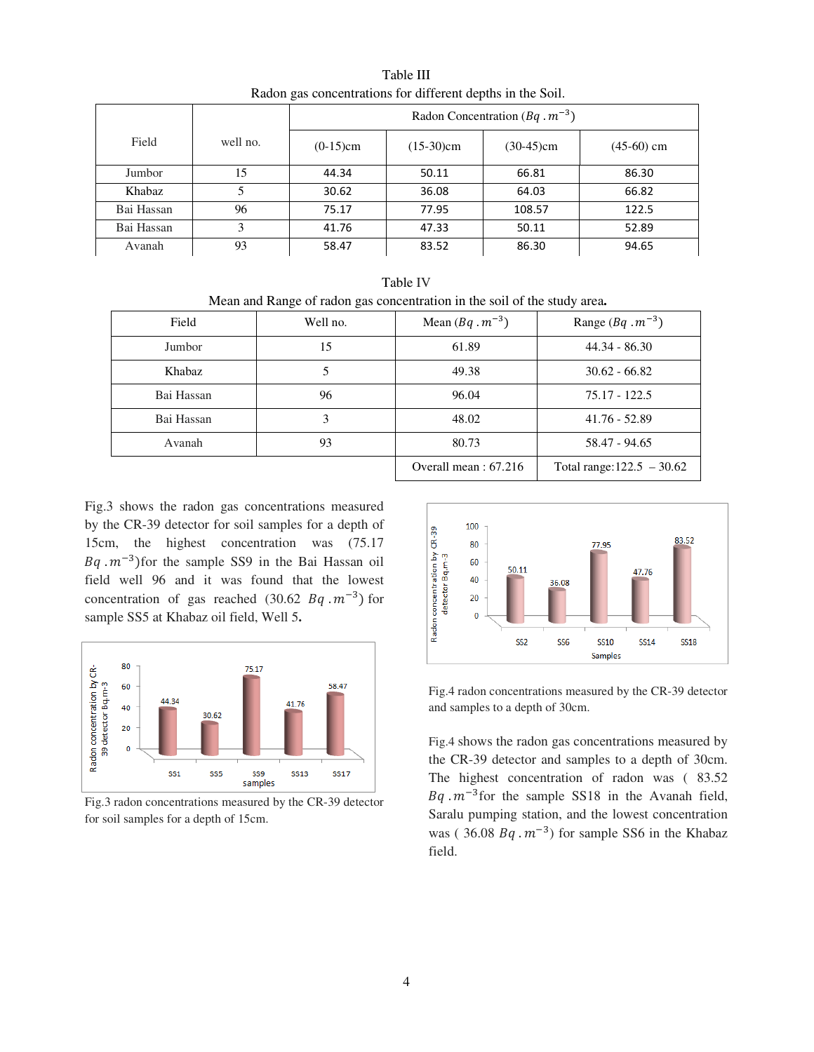Table III

Radon gas concentrations for different depths in the Soil.

| Field | well no. | Radon Concentration ($Bq\,.m^{-3}$) | | | |
|---|---|---|---|---|---|
| | | (0-15)cm | (15-30)cm | (30-45)cm | (45-60) cm |
| Jumbor | 15 | 44.34 | 50.11 | 66.81 | 86.30 |
| Khabaz | 5 | 30.62 | 36.08 | 64.03 | 66.82 |
| Bai Hassan | 96 | 75.17 | 77.95 | 108.57 | 122.5 |
| Bai Hassan | 3 | 41.76 | 47.33 | 50.11 | 52.89 |
| Avanah | 93 | 58.47 | 83.52 | 86.30 | 94.65 |

Table IV

Mean and Range of radon gas concentration in the soil of the study area.

| Field | Well no. | Mean ($Bq\,.m^{-3}$) | Range ($Bq\,.m^{-3}$) |
|---|---|---|---|
| Jumbor | 15 | 61.89 | 44.34 - 86.30 |
| Khabaz | 5 | 49.38 | 30.62 - 66.82 |
| Bai Hassan | 96 | 96.04 | 75.17 - 122.5 |
| Bai Hassan | 3 | 48.02 | 41.76 - 52.89 |
| Avanah | 93 | 80.73 | 58.47 - 94.65 |
| | | Overall mean : 67.216 | Total range:122.5 – 30.62 |

Fig.3 shows the radon gas concentrations measured by the CR-39 detector for soil samples for a depth of 15cm, the highest concentration was (75.17 $Bq\,.m^{-3}$)for the sample SS9 in the Bai Hassan oil field well 96 and it was found that the lowest concentration of gas reached (30.62 $Bq\,.m^{-3}$) for sample SS5 at Khabaz oil field, Well 5**.**

Fig.3 radon concentrations measured by the CR-39 detector for soil samples for a depth of 15cm.

Fig.4 radon concentrations measured by the CR-39 detector and samples to a depth of 30cm.

Fig.4 shows the radon gas concentrations measured by the CR-39 detector and samples to a depth of 30cm. The highest concentration of radon was ( 83.52 $Bq\,.m^{-3}$for the sample SS18 in the Avanah field, Saralu pumping station, and the lowest concentration was ( 36.08 $Bq\,.m^{-3}$) for sample SS6 in the Khabaz field.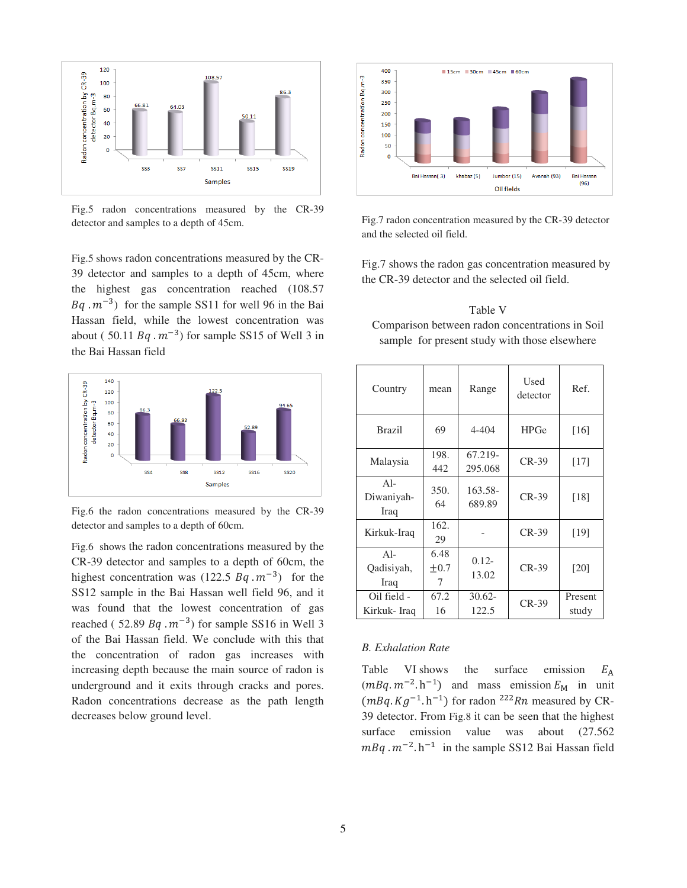Fig.5 radon concentrations measured by the CR-39 detector and samples to a depth of 45cm.

Fig.5 shows radon concentrations measured by the CR-39 detector and samples to a depth of 45cm, where the highest gas concentration reached (108.57 $Bq\,.m^{-3}$) for the sample SS11 for well 96 in the Bai Hassan field, while the lowest concentration was about ( 50.11 $Bq\,.m^{-3}$) for sample SS15 of Well 3 in the Bai Hassan field

Fig.6 the radon concentrations measured by the CR-39 detector and samples to a depth of 60cm.

Fig.6 shows the radon concentrations measured by the CR-39 detector and samples to a depth of 60cm, the highest concentration was (122.5 $Bq\,.m^{-3}$) for the SS12 sample in the Bai Hassan well field 96, and it was found that the lowest concentration of gas reached ( 52.89 $Bq\,.m^{-3}$) for sample SS16 in Well 3 of the Bai Hassan field. We conclude with this that the concentration of radon gas increases with increasing depth because the main source of radon is underground and it exits through cracks and pores. Radon concentrations decrease as the path length decreases below ground level.

Fig.7 radon concentration measured by the CR-39 detector and the selected oil field.

Fig.7 shows the radon gas concentration measured by the CR-39 detector and the selected oil field.

Table V
Comparison between radon concentrations in Soil sample for present study with those elsewhere

| Country | mean | Range | Used detector | Ref. |
|---|---|---|---|---|
| Brazil | 69 | 4-404 | HPGe | [16] |
| Malaysia | 198.442 | 67.219-295.068 | CR-39 | [17] |
| Al-Diwaniyah-Iraq | 350.64 | 163.58-689.89 | CR-39 | [18] |
| Kirkuk-Iraq | 162.29 | - | CR-39 | [19] |
| Al-Qadisiyah, Iraq | 6.48 $\pm$0.77 | 0.12-13.02 | CR-39 | [20] |
| Oil field - Kirkuk- Iraq | 67.216 | 30.62-122.5 | CR-39 | Present study |

*B. Exhalation Rate*

Table VI shows the surface emission $E_A$ $(mBq.m^{-2}.h^{-1})$ and mass emission $E_M$ in unit $(mBq.Kg^{-1}.h^{-1})$ for radon $^{222}Rn$ measured by CR-39 detector. From Fig.8 it can be seen that the highest surface emission value was about (27.562 $mBq\,.m^{-2}.h^{-1}$ in the sample SS12 Bai Hassan field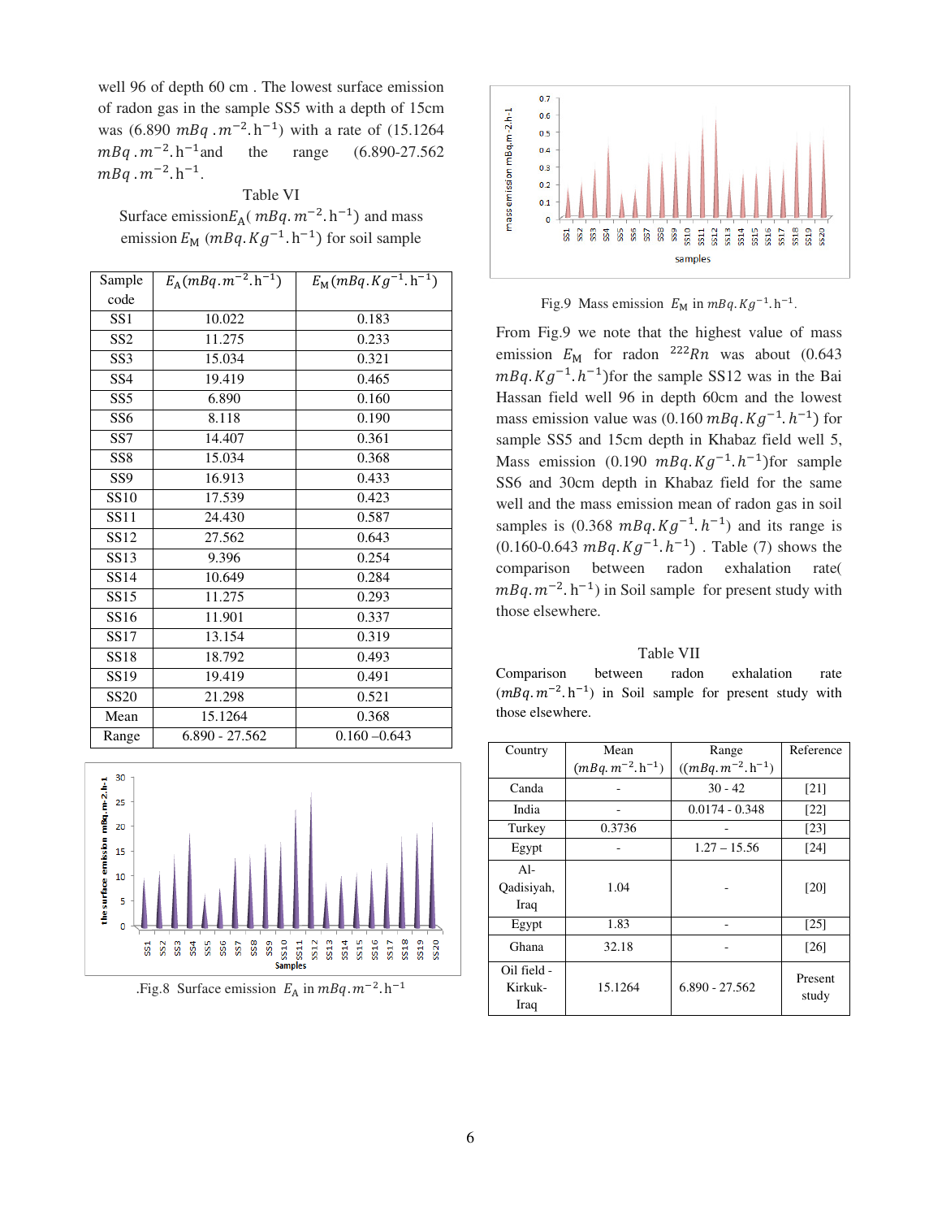well 96 of depth 60 cm . The lowest surface emission of radon gas in the sample SS5 with a depth of 15cm was (6.890 $mBq\,.m^{-2}.h^{-1}$) with a rate of (15.1264 $mBq\,.m^{-2}.h^{-1}$ and the range (6.890-27.562 $mBq\,.m^{-2}.h^{-1}$.

Table VI

Surface emission $E_A$ ( $mBq.m^{-2}.h^{-1}$) and mass emission $E_M$ ($mBq.Kg^{-1}.h^{-1}$) for soil sample

| Sample code | $E_A(mBq.m^{-2}.h^{-1})$ | $E_M(mBq.Kg^{-1}.h^{-1})$ |
|---|---|---|
| SS1 | 10.022 | 0.183 |
| SS2 | 11.275 | 0.233 |
| SS3 | 15.034 | 0.321 |
| SS4 | 19.419 | 0.465 |
| SS5 | 6.890 | 0.160 |
| SS6 | 8.118 | 0.190 |
| SS7 | 14.407 | 0.361 |
| SS8 | 15.034 | 0.368 |
| SS9 | 16.913 | 0.433 |
| SS10 | 17.539 | 0.423 |
| SS11 | 24.430 | 0.587 |
| SS12 | 27.562 | 0.643 |
| SS13 | 9.396 | 0.254 |
| SS14 | 10.649 | 0.284 |
| SS15 | 11.275 | 0.293 |
| SS16 | 11.901 | 0.337 |
| SS17 | 13.154 | 0.319 |
| SS18 | 18.792 | 0.493 |
| SS19 | 19.419 | 0.491 |
| SS20 | 21.298 | 0.521 |
| Mean | 15.1264 | 0.368 |
| Range | 6.890 - 27.562 | 0.160 –0.643 |

.Fig.8 Surface emission $E_A$ in $mBq.m^{-2}.h^{-1}$

Fig.9 Mass emission $E_M$ in $mBq.Kg^{-1}.h^{-1}$.

From Fig.9 we note that the highest value of mass emission $E_M$ for radon $^{222}Rn$ was about (0.643 $mBq.Kg^{-1}.h^{-1}$)for the sample SS12 was in the Bai Hassan field well 96 in depth 60cm and the lowest mass emission value was (0.160 $mBq.Kg^{-1}.h^{-1}$) for sample SS5 and 15cm depth in Khabaz field well 5, Mass emission (0.190 $mBq.Kg^{-1}.h^{-1}$)for sample SS6 and 30cm depth in Khabaz field for the same well and the mass emission mean of radon gas in soil samples is (0.368 $mBq.Kg^{-1}.h^{-1}$) and its range is (0.160-0.643 $mBq.Kg^{-1}.h^{-1}$) . Table (7) shows the comparison between radon exhalation rate( $mBq.m^{-2}.h^{-1}$) in Soil sample for present study with those elsewhere.

Table VII

Comparison between radon exhalation rate ($mBq.m^{-2}.h^{-1}$) in Soil sample for present study with those elsewhere.

| Country | Mean ($mBq.m^{-2}.h^{-1}$) | Range (($mBq.m^{-2}.h^{-1}$) | Reference |
|---|---|---|---|
| Canda | - | 30 - 42 | [21] |
| India | - | 0.0174 - 0.348 | [22] |
| Turkey | 0.3736 | - | [23] |
| Egypt | - | 1.27 – 15.56 | [24] |
| Al-Qadisiyah, Iraq | 1.04 | - | [20] |
| Egypt | 1.83 | - | [25] |
| Ghana | 32.18 | - | [26] |
| Oil field - Kirkuk-Iraq | 15.1264 | 6.890 - 27.562 | Present study |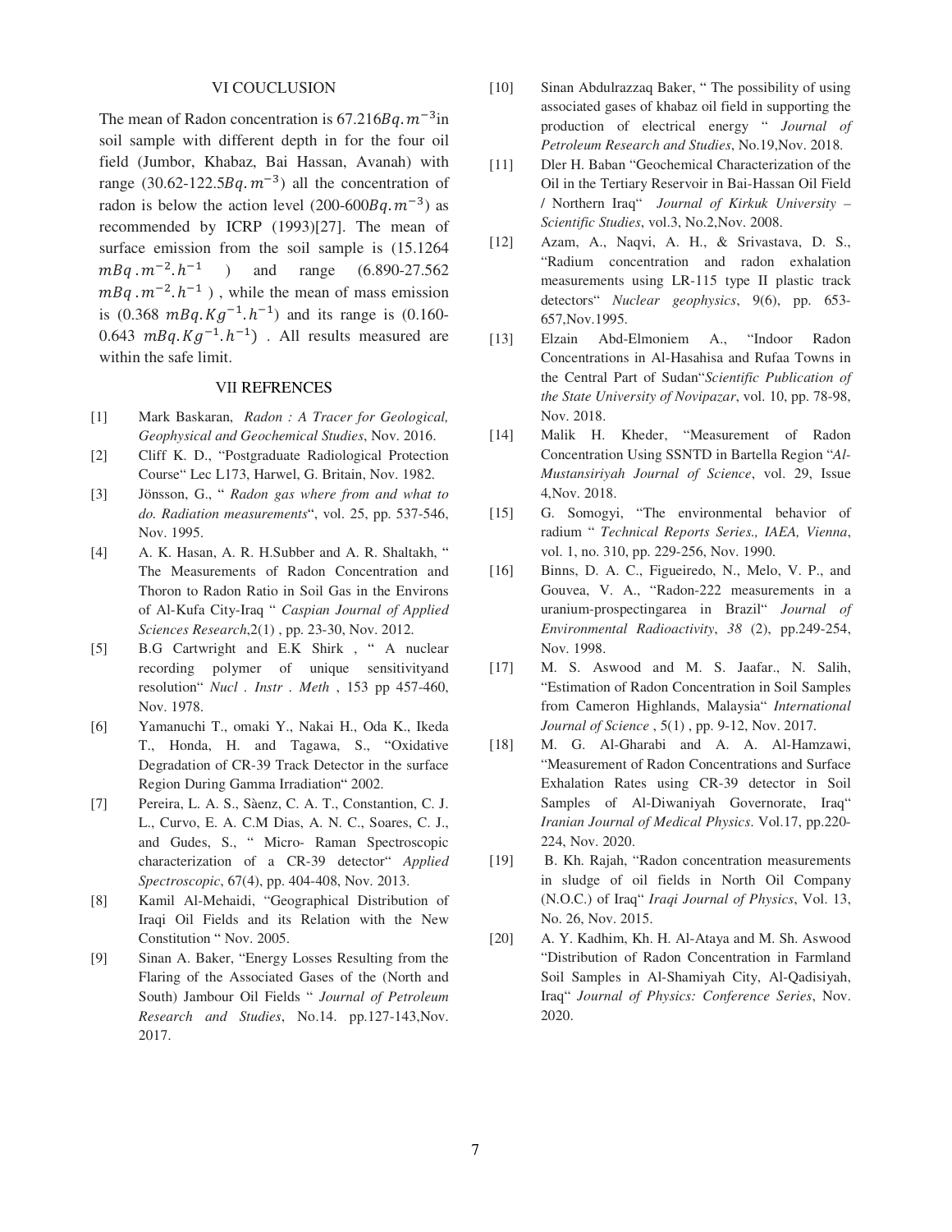## VI COUCLUSION

The mean of Radon concentration is $67.216 Bq.m^{-3}$in soil sample with different depth in for the four oil field (Jumbor, Khabaz, Bai Hassan, Avanah) with range (30.62-122.5$Bq.m^{-3}$) all the concentration of radon is below the action level (200-600$Bq.m^{-3}$) as recommended by ICRP (1993)[27]. The mean of surface emission from the soil sample is (15.1264 $mBq.m^{-2}.h^{-1}$ ) and range (6.890-27.562 $mBq.m^{-2}.h^{-1}$ ) , while the mean of mass emission is (0.368 $mBq.Kg^{-1}.h^{-1}$) and its range is (0.160-0.643 $mBq.Kg^{-1}.h^{-1}$) . All results measured are within the safe limit.

## VII REFRENCES

[1] Mark Baskaran, *Radon : A Tracer for Geological, Geophysical and Geochemical Studies*, Nov. 2016.

[2] Cliff K. D., "Postgraduate Radiological Protection Course" Lec L173, Harwel, G. Britain, Nov. 1982.

[3] Jönsson, G., " *Radon gas where from and what to do. Radiation measurements*", vol. 25, pp. 537-546, Nov. 1995.

[4] A. K. Hasan, A. R. H.Subber and A. R. Shaltakh, " The Measurements of Radon Concentration and Thoron to Radon Ratio in Soil Gas in the Environs of Al-Kufa City-Iraq " *Caspian Journal of Applied Sciences Research*,2(1) , pp. 23-30, Nov. 2012.

[5] B.G Cartwright and E.K Shirk , " A nuclear recording polymer of unique sensitivityand resolution" *Nucl . Instr . Meth* , 153 pp 457-460, Nov. 1978.

[6] Yamanuchi T., omaki Y., Nakai H., Oda K., Ikeda T., Honda, H. and Tagawa, S., "Oxidative Degradation of CR-39 Track Detector in the surface Region During Gamma Irradiation" 2002.

[7] Pereira, L. A. S., Sàenz, C. A. T., Constantion, C. J. L., Curvo, E. A. C.M Dias, A. N. C., Soares, C. J., and Gudes, S., " Micro- Raman Spectroscopic characterization of a CR-39 detector" *Applied Spectroscopic*, 67(4), pp. 404-408, Nov. 2013.

[8] Kamil Al-Mehaidi, "Geographical Distribution of Iraqi Oil Fields and its Relation with the New Constitution " Nov. 2005.

[9] Sinan A. Baker, "Energy Losses Resulting from the Flaring of the Associated Gases of the (North and South) Jambour Oil Fields " *Journal of Petroleum Research and Studies*, No.14. pp.127-143,Nov. 2017.

[10] Sinan Abdulrazzaq Baker, " The possibility of using associated gases of khabaz oil field in supporting the production of electrical energy " *Journal of Petroleum Research and Studies*, No.19,Nov. 2018.

[11] Dler H. Baban "Geochemical Characterization of the Oil in the Tertiary Reservoir in Bai-Hassan Oil Field / Northern Iraq" *Journal of Kirkuk University – Scientific Studies*, vol.3, No.2,Nov. 2008.

[12] Azam, A., Naqvi, A. H., & Srivastava, D. S., "Radium concentration and radon exhalation measurements using LR-115 type II plastic track detectors" *Nuclear geophysics*, 9(6), pp. 653-657,Nov.1995.

[13] Elzain Abd-Elmoniem A., "Indoor Radon Concentrations in Al-Hasahisa and Rufaa Towns in the Central Part of Sudan"*Scientific Publication of the State University of Novipazar*, vol. 10, pp. 78-98, Nov. 2018.

[14] Malik H. Kheder, "Measurement of Radon Concentration Using SSNTD in Bartella Region "*Al-Mustansiriyah Journal of Science*, vol. 29, Issue 4,Nov. 2018.

[15] G. Somogyi, "The environmental behavior of radium " *Technical Reports Series., IAEA, Vienna*, vol. 1, no. 310, pp. 229-256, Nov. 1990.

[16] Binns, D. A. C., Figueiredo, N., Melo, V. P., and Gouvea, V. A., "Radon-222 measurements in a uranium-prospectingarea in Brazil" *Journal of Environmental Radioactivity*, *38* (2), pp.249-254, Nov. 1998.

[17] M. S. Aswood and M. S. Jaafar., N. Salih, "Estimation of Radon Concentration in Soil Samples from Cameron Highlands, Malaysia" *International Journal of Science* , 5(1) , pp. 9-12, Nov. 2017.

[18] M. G. Al-Gharabi and A. A. Al-Hamzawi, "Measurement of Radon Concentrations and Surface Exhalation Rates using CR-39 detector in Soil Samples of Al-Diwaniyah Governorate, Iraq" *Iranian Journal of Medical Physics*. Vol.17, pp.220-224, Nov. 2020.

[19] B. Kh. Rajah, "Radon concentration measurements in sludge of oil fields in North Oil Company (N.O.C.) of Iraq" *Iraqi Journal of Physics*, Vol. 13, No. 26, Nov. 2015.

[20] A. Y. Kadhim, Kh. H. Al-Ataya and M. Sh. Aswood "Distribution of Radon Concentration in Farmland Soil Samples in Al-Shamiyah City, Al-Qadisiyah, Iraq" *Journal of Physics: Conference Series*, Nov. 2020.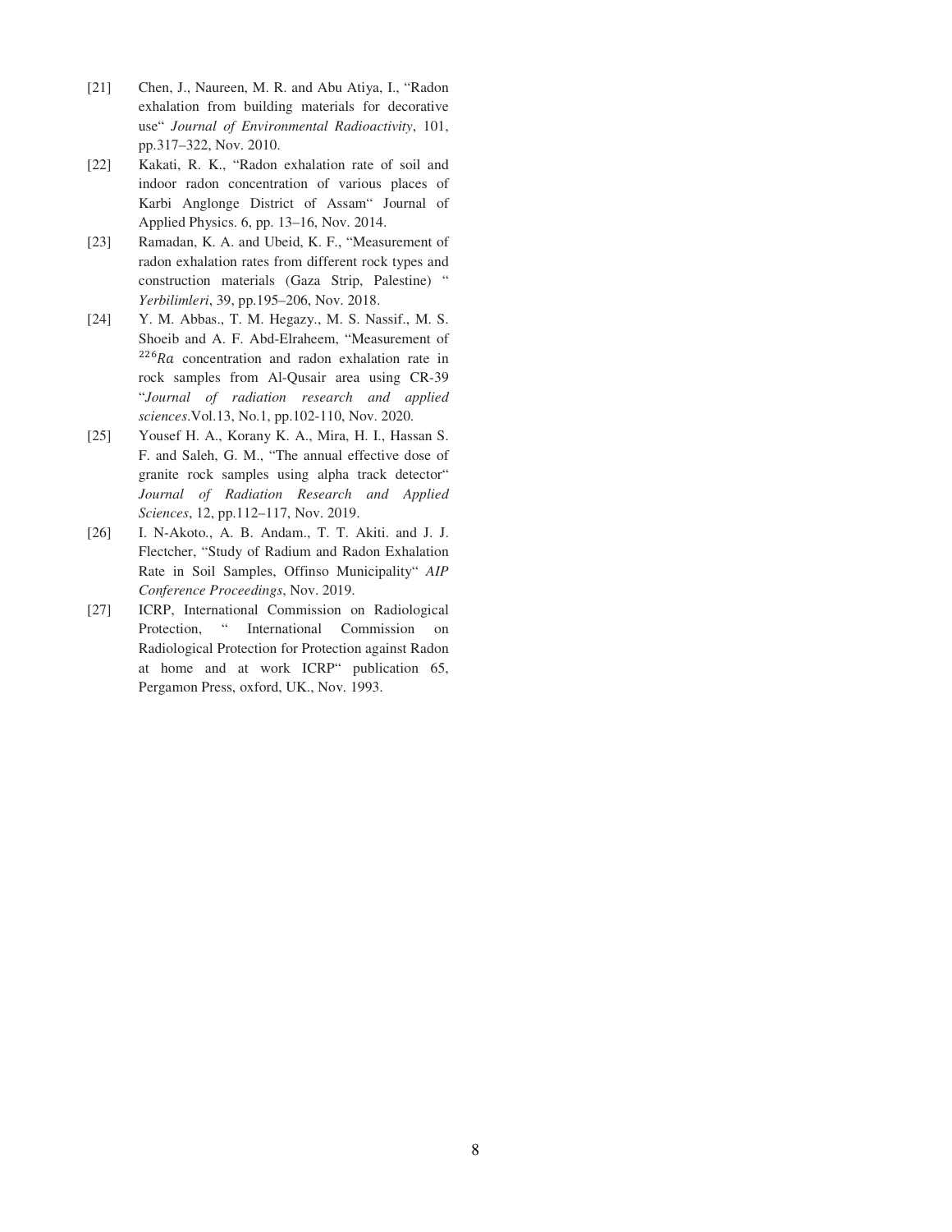[21] Chen, J., Naureen, M. R. and Abu Atiya, I., "Radon exhalation from building materials for decorative use" *Journal of Environmental Radioactivity*, 101, pp.317–322, Nov. 2010.

[22] Kakati, R. K., "Radon exhalation rate of soil and indoor radon concentration of various places of Karbi Anglonge District of Assam" Journal of Applied Physics. 6, pp. 13–16, Nov. 2014.

[23] Ramadan, K. A. and Ubeid, K. F., "Measurement of radon exhalation rates from different rock types and construction materials (Gaza Strip, Palestine) " *Yerbilimleri*, 39, pp.195–206, Nov. 2018.

[24] Y. M. Abbas., T. M. Hegazy., M. S. Nassif., M. S. Shoeib and A. F. Abd-Elraheem, "Measurement of $^{226}Ra$ concentration and radon exhalation rate in rock samples from Al-Qusair area using CR-39 "*Journal of radiation research and applied sciences*.Vol.13, No.1, pp.102-110, Nov. 2020.

[25] Yousef H. A., Korany K. A., Mira, H. I., Hassan S. F. and Saleh, G. M., "The annual effective dose of granite rock samples using alpha track detector" *Journal of Radiation Research and Applied Sciences*, 12, pp.112–117, Nov. 2019.

[26] I. N-Akoto., A. B. Andam., T. T. Akiti. and J. J. Flectcher, "Study of Radium and Radon Exhalation Rate in Soil Samples, Offinso Municipality" *AIP Conference Proceedings*, Nov. 2019.

[27] ICRP, International Commission on Radiological Protection, " International Commission on Radiological Protection for Protection against Radon at home and at work ICRP" publication 65, Pergamon Press, oxford, UK., Nov. 1993.